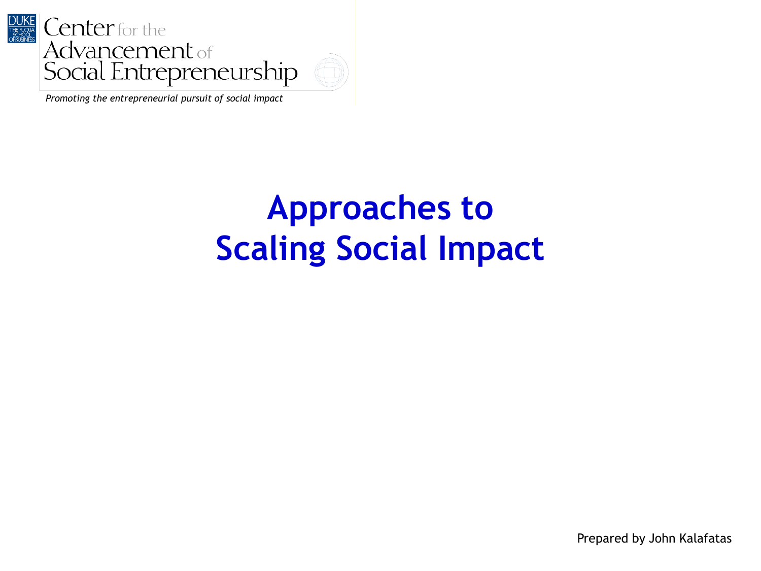Center for the Advancement of Social Entrepreneurship

*Promoting the entrepreneurial pursuit of social impact*

# Approaches to Scaling Social Impact

Prepared by John Kalafatas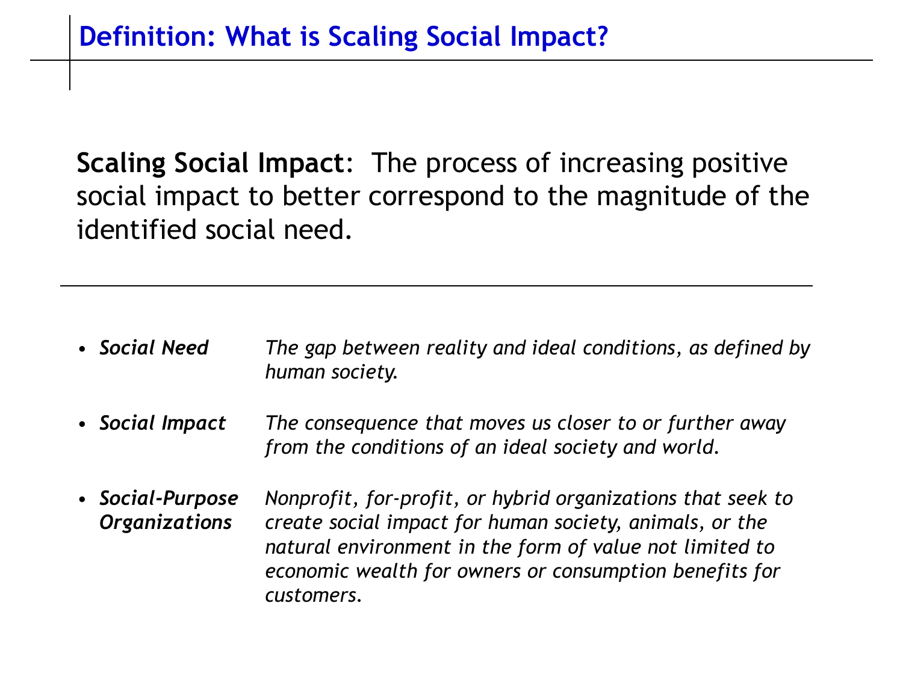## Definition: What is Scaling Social Impact?

**Scaling Social Impact**: The process of increasing positive social impact to better correspond to the magnitude of the identified social need.

---

- ***Social Need*** — *The gap between reality and ideal conditions, as defined by human society.*
- ***Social Impact*** — *The consequence that moves us closer to or further away from the conditions of an ideal society and world.*
- ***Social-Purpose Organizations*** — *Nonprofit, for-profit, or hybrid organizations that seek to create social impact for human society, animals, or the natural environment in the form of value not limited to economic wealth for owners or consumption benefits for customers.*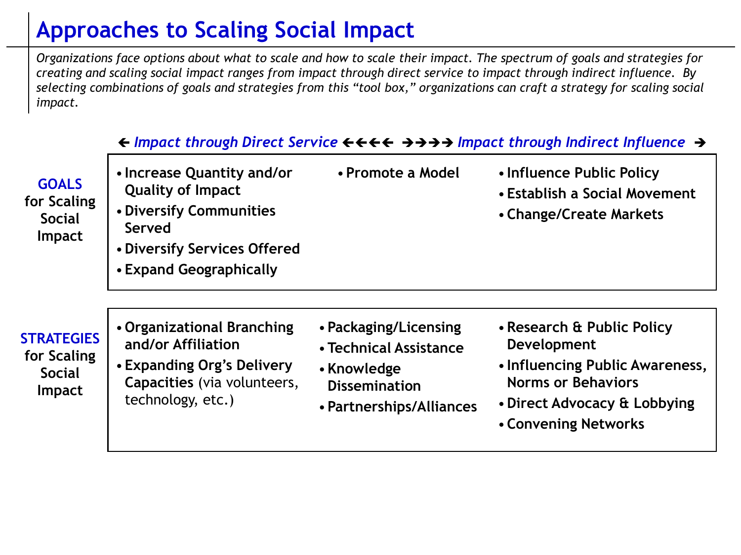# Approaches to Scaling Social Impact

*Organizations face options about what to scale and how to scale their impact. The spectrum of goals and strategies for creating and scaling social impact ranges from impact through direct service to impact through indirect influence. By selecting combinations of goals and strategies from this "tool box," organizations can craft a strategy for scaling social impact.*

|  | *Impact through Direct Service* ← | | → *Impact through Indirect Influence* |
|---|---|---|---|
| **GOALS for Scaling Social Impact** | • **Increase Quantity and/or Quality of Impact**<br>• **Diversify Communities Served**<br>• **Diversify Services Offered**<br>• **Expand Geographically** | • **Promote a Model** | • **Influence Public Policy**<br>• **Establish a Social Movement**<br>• **Change/Create Markets** |
| **STRATEGIES for Scaling Social Impact** | • **Organizational Branching and/or Affiliation**<br>• **Expanding Org's Delivery Capacities** (via volunteers, technology, etc.) | • **Packaging/Licensing**<br>• **Technical Assistance**<br>• **Knowledge Dissemination**<br>• **Partnerships/Alliances** | • **Research & Public Policy Development**<br>• **Influencing Public Awareness, Norms or Behaviors**<br>• **Direct Advocacy & Lobbying**<br>• **Convening Networks** |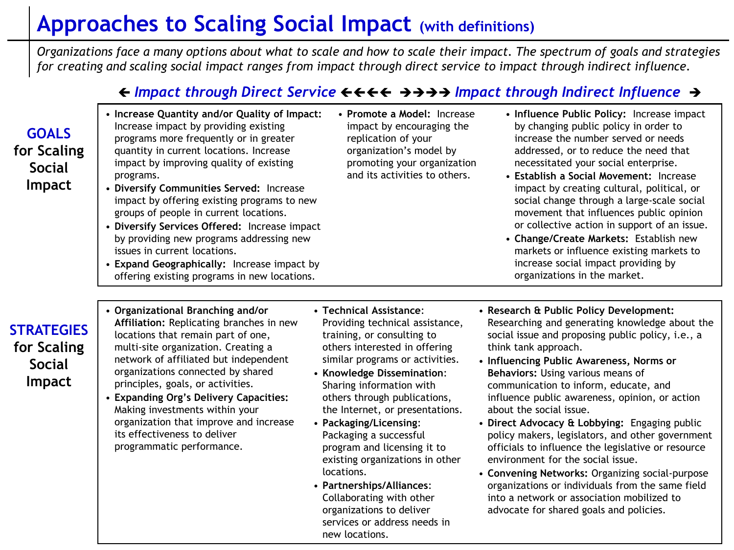# Approaches to Scaling Social Impact (with definitions)

*Organizations face a many options about what to scale and how to scale their impact. The spectrum of goals and strategies for creating and scaling social impact ranges from impact through direct service to impact through indirect influence.*

*← Impact through Direct Service ←←←← →→→→ Impact through Indirect Influence →*

## GOALS for Scaling Social Impact

- **Increase Quantity and/or Quality of Impact:** Increase impact by providing existing programs more frequently or in greater quantity in current locations. Increase impact by improving quality of existing programs.
- **Diversify Communities Served:** Increase impact by offering existing programs to new groups of people in current locations.
- **Diversify Services Offered:** Increase impact by providing new programs addressing new issues in current locations.
- **Expand Geographically:** Increase impact by offering existing programs in new locations.
- **Promote a Model:** Increase impact by encouraging the replication of your organization's model by promoting your organization and its activities to others.
- **Influence Public Policy:** Increase impact by changing public policy in order to increase the number served or needs addressed, or to reduce the need that necessitated your social enterprise.
- **Establish a Social Movement:** Increase impact by creating cultural, political, or social change through a large-scale social movement that influences public opinion or collective action in support of an issue.
- **Change/Create Markets:** Establish new markets or influence existing markets to increase social impact providing by organizations in the market.

## STRATEGIES for Scaling Social Impact

- **Organizational Branching and/or Affiliation:** Replicating branches in new locations that remain part of one, multi-site organization. Creating a network of affiliated but independent organizations connected by shared principles, goals, or activities.
- **Expanding Org's Delivery Capacities:** Making investments within your organization that improve and increase its effectiveness to deliver programmatic performance.
- **Technical Assistance**: Providing technical assistance, training, or consulting to others interested in offering similar programs or activities.
- **Knowledge Dissemination**: Sharing information with others through publications, the Internet, or presentations.
- **Packaging/Licensing**: Packaging a successful program and licensing it to existing organizations in other locations.
- **Partnerships/Alliances**: Collaborating with other organizations to deliver services or address needs in new locations.
- **Research & Public Policy Development:** Researching and generating knowledge about the social issue and proposing public policy, i.e., a think tank approach.
- **Influencing Public Awareness, Norms or Behaviors:** Using various means of communication to inform, educate, and influence public awareness, opinion, or action about the social issue.
- **Direct Advocacy & Lobbying:** Engaging public policy makers, legislators, and other government officials to influence the legislative or resource environment for the social issue.
- **Convening Networks:** Organizing social-purpose organizations or individuals from the same field into a network or association mobilized to advocate for shared goals and policies.